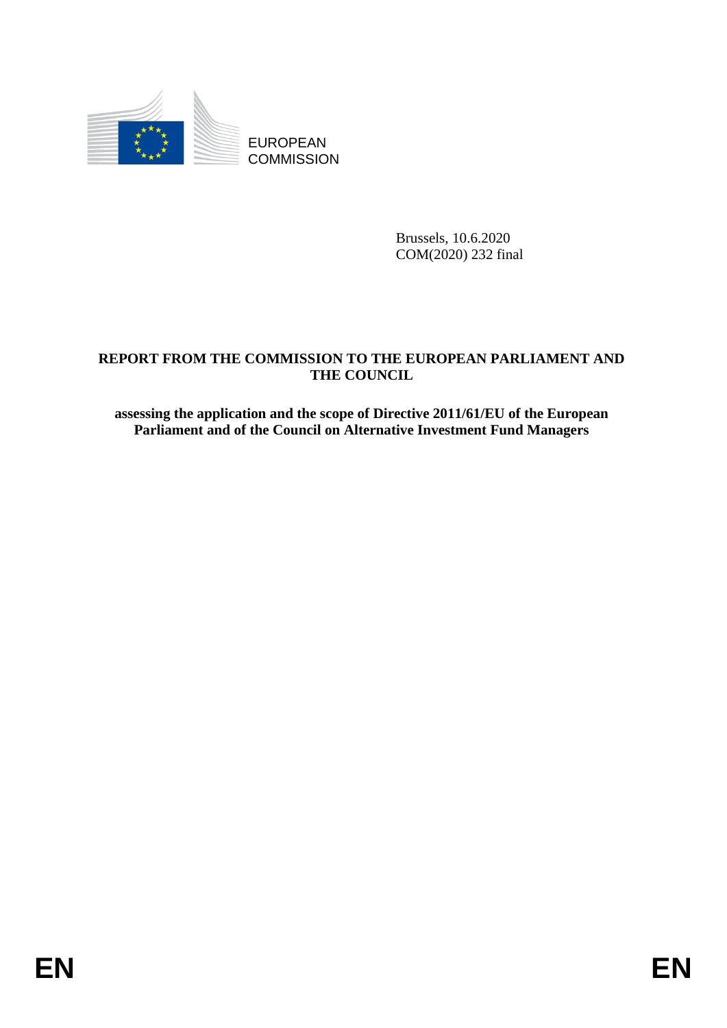EUROPEAN COMMISSION

Brussels, 10.6.2020
COM(2020) 232 final

**REPORT FROM THE COMMISSION TO THE EUROPEAN PARLIAMENT AND THE COUNCIL**

**assessing the application and the scope of Directive 2011/61/EU of the European Parliament and of the Council on Alternative Investment Fund Managers**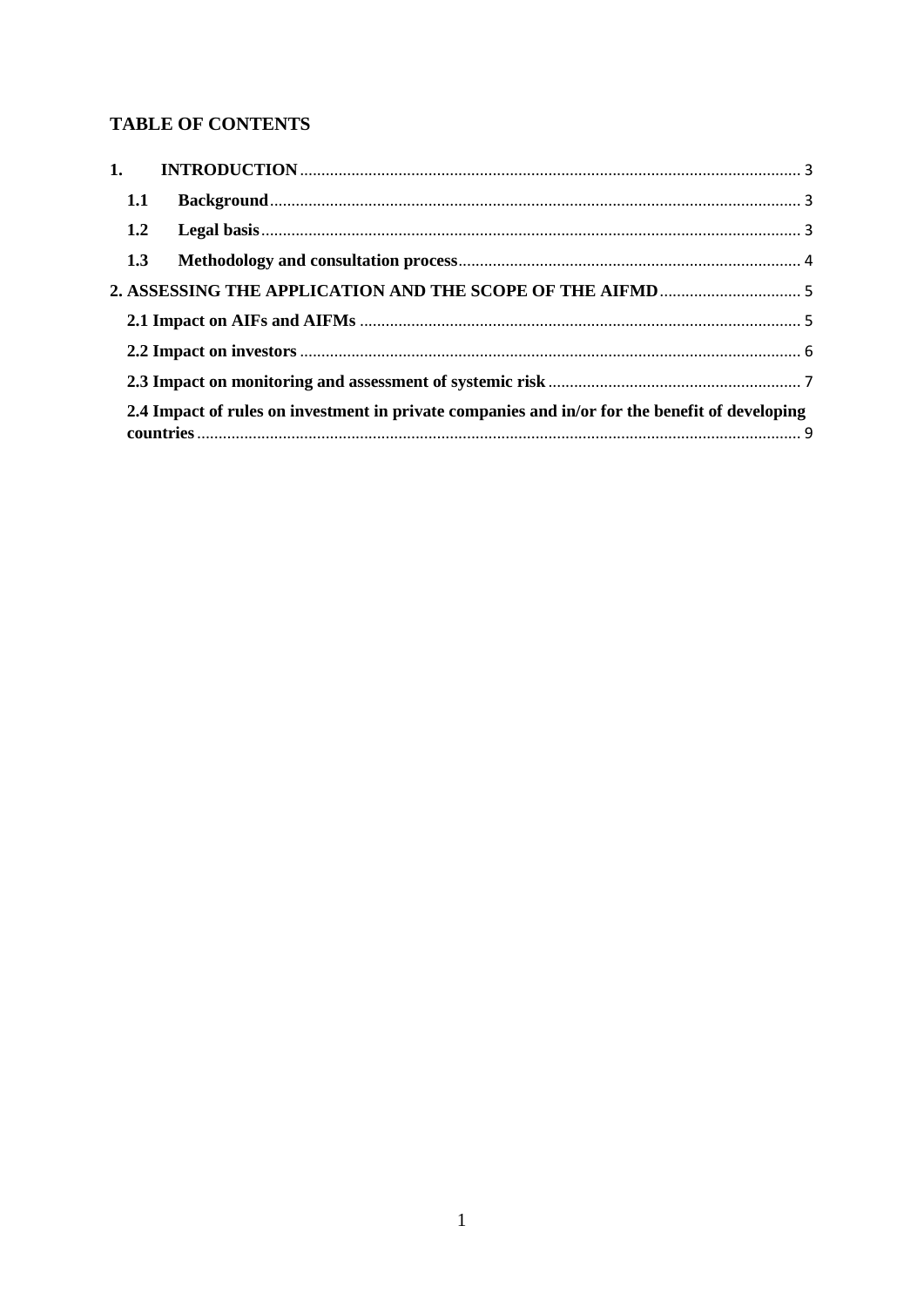## TABLE OF CONTENTS

**1. INTRODUCTION** .......... 3

- **1.1 Background** .......... 3
- **1.2 Legal basis** .......... 3
- **1.3 Methodology and consultation process** .......... 4

**2. ASSESSING THE APPLICATION AND THE SCOPE OF THE AIFMD** .......... 5

- **2.1 Impact on AIFs and AIFMs** .......... 5
- **2.2 Impact on investors** .......... 6
- **2.3 Impact on monitoring and assessment of systemic risk** .......... 7
- **2.4 Impact of rules on investment in private companies and in/or for the benefit of developing countries** .......... 9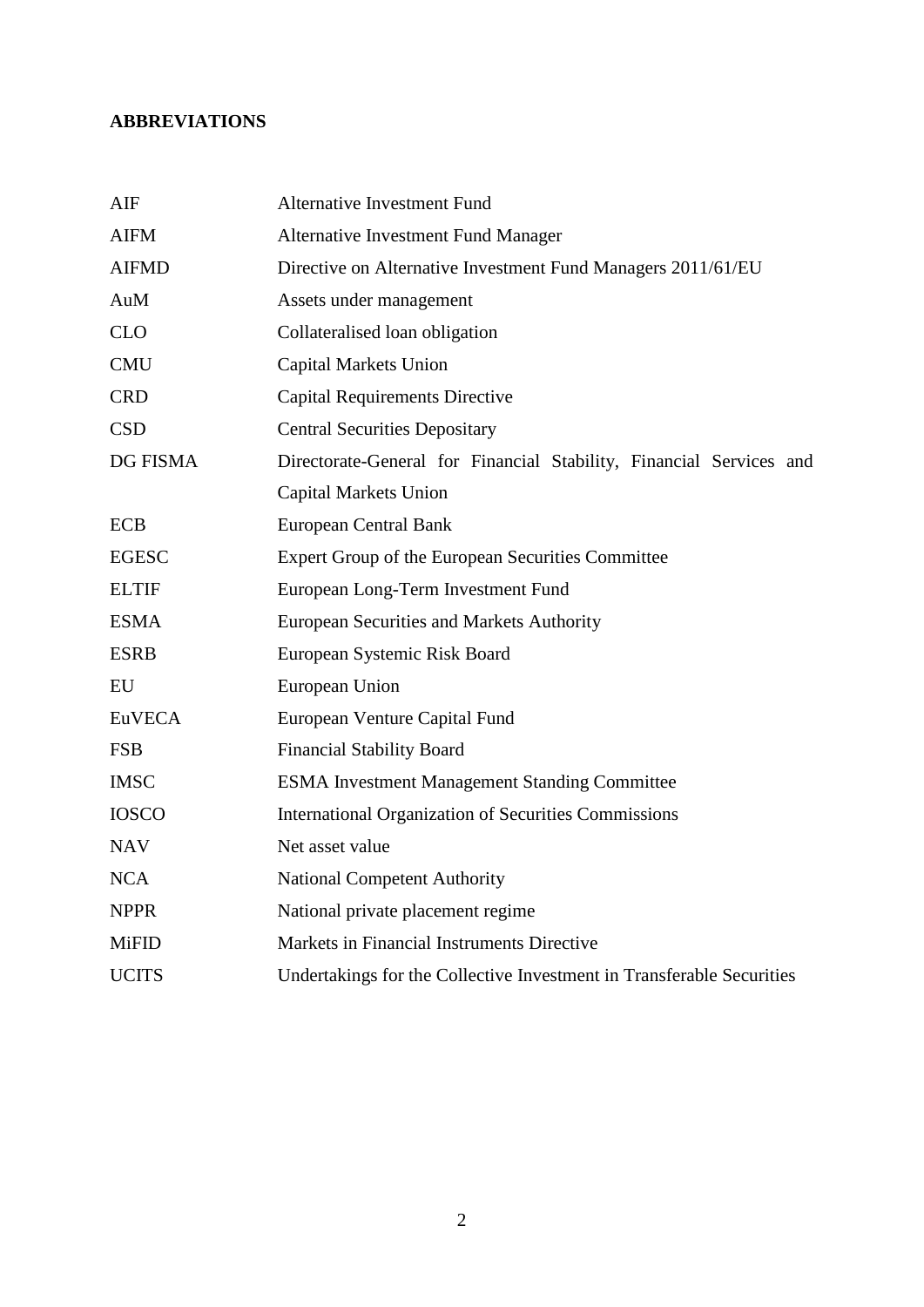**ABBREVIATIONS**

| | |
|---|---|
| AIF | Alternative Investment Fund |
| AIFM | Alternative Investment Fund Manager |
| AIFMD | Directive on Alternative Investment Fund Managers 2011/61/EU |
| AuM | Assets under management |
| CLO | Collateralised loan obligation |
| CMU | Capital Markets Union |
| CRD | Capital Requirements Directive |
| CSD | Central Securities Depositary |
| DG FISMA | Directorate-General for Financial Stability, Financial Services and Capital Markets Union |
| ECB | European Central Bank |
| EGESC | Expert Group of the European Securities Committee |
| ELTIF | European Long-Term Investment Fund |
| ESMA | European Securities and Markets Authority |
| ESRB | European Systemic Risk Board |
| EU | European Union |
| EuVECA | European Venture Capital Fund |
| FSB | Financial Stability Board |
| IMSC | ESMA Investment Management Standing Committee |
| IOSCO | International Organization of Securities Commissions |
| NAV | Net asset value |
| NCA | National Competent Authority |
| NPPR | National private placement regime |
| MiFID | Markets in Financial Instruments Directive |
| UCITS | Undertakings for the Collective Investment in Transferable Securities |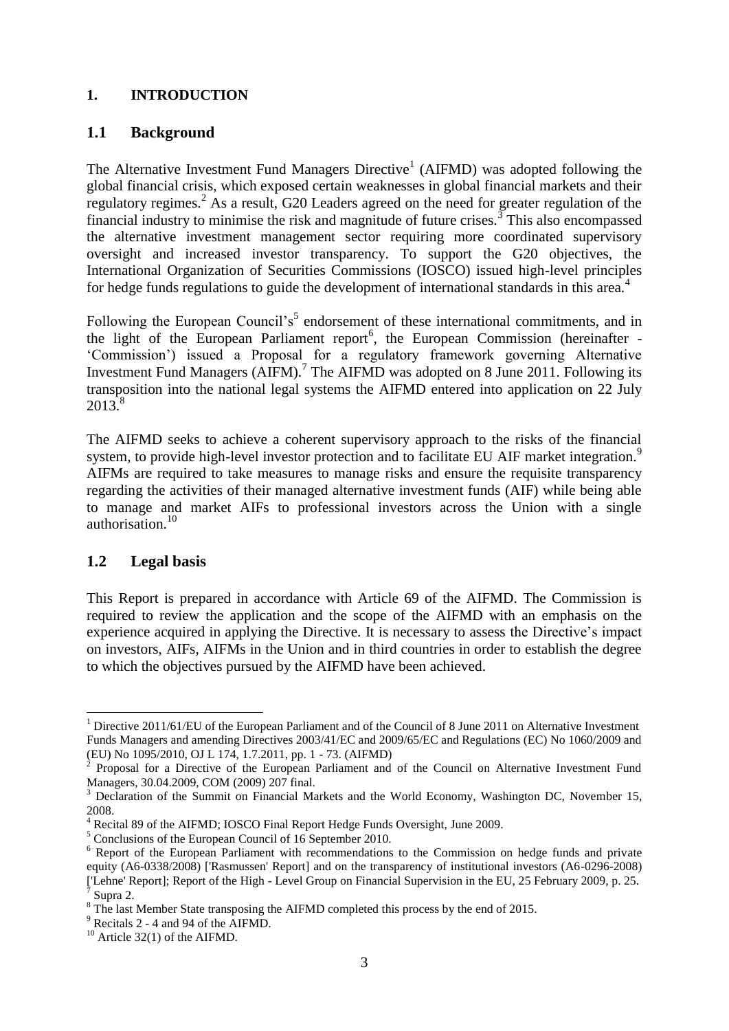# 1. INTRODUCTION

## 1.1 Background

The Alternative Investment Fund Managers Directive[1] (AIFMD) was adopted following the global financial crisis, which exposed certain weaknesses in global financial markets and their regulatory regimes.[2] As a result, G20 Leaders agreed on the need for greater regulation of the financial industry to minimise the risk and magnitude of future crises.[3] This also encompassed the alternative investment management sector requiring more coordinated supervisory oversight and increased investor transparency. To support the G20 objectives, the International Organization of Securities Commissions (IOSCO) issued high-level principles for hedge funds regulations to guide the development of international standards in this area.[4]

Following the European Council's[5] endorsement of these international commitments, and in the light of the European Parliament report[6], the European Commission (hereinafter - 'Commission') issued a Proposal for a regulatory framework governing Alternative Investment Fund Managers (AIFM).[7] The AIFMD was adopted on 8 June 2011. Following its transposition into the national legal systems the AIFMD entered into application on 22 July 2013.[8]

The AIFMD seeks to achieve a coherent supervisory approach to the risks of the financial system, to provide high-level investor protection and to facilitate EU AIF market integration.[9] AIFMs are required to take measures to manage risks and ensure the requisite transparency regarding the activities of their managed alternative investment funds (AIF) while being able to manage and market AIFs to professional investors across the Union with a single authorisation.[10]

## 1.2 Legal basis

This Report is prepared in accordance with Article 69 of the AIFMD. The Commission is required to review the application and the scope of the AIFMD with an emphasis on the experience acquired in applying the Directive. It is necessary to assess the Directive's impact on investors, AIFs, AIFMs in the Union and in third countries in order to establish the degree to which the objectives pursued by the AIFMD have been achieved.

---

[1] Directive 2011/61/EU of the European Parliament and of the Council of 8 June 2011 on Alternative Investment Funds Managers and amending Directives 2003/41/EC and 2009/65/EC and Regulations (EC) No 1060/2009 and (EU) No 1095/2010, OJ L 174, 1.7.2011, pp. 1 - 73. (AIFMD)

[2] Proposal for a Directive of the European Parliament and of the Council on Alternative Investment Fund Managers, 30.04.2009, COM (2009) 207 final.

[3] Declaration of the Summit on Financial Markets and the World Economy, Washington DC, November 15, 2008.

[4] Recital 89 of the AIFMD; IOSCO Final Report Hedge Funds Oversight, June 2009.

[5] Conclusions of the European Council of 16 September 2010.

[6] Report of the European Parliament with recommendations to the Commission on hedge funds and private equity (A6-0338/2008) ['Rasmussen' Report] and on the transparency of institutional investors (A6-0296-2008) ['Lehne' Report]; Report of the High - Level Group on Financial Supervision in the EU, 25 February 2009, p. 25.

[7] Supra 2.

[8] The last Member State transposing the AIFMD completed this process by the end of 2015.

[9] Recitals 2 - 4 and 94 of the AIFMD.

[10] Article 32(1) of the AIFMD.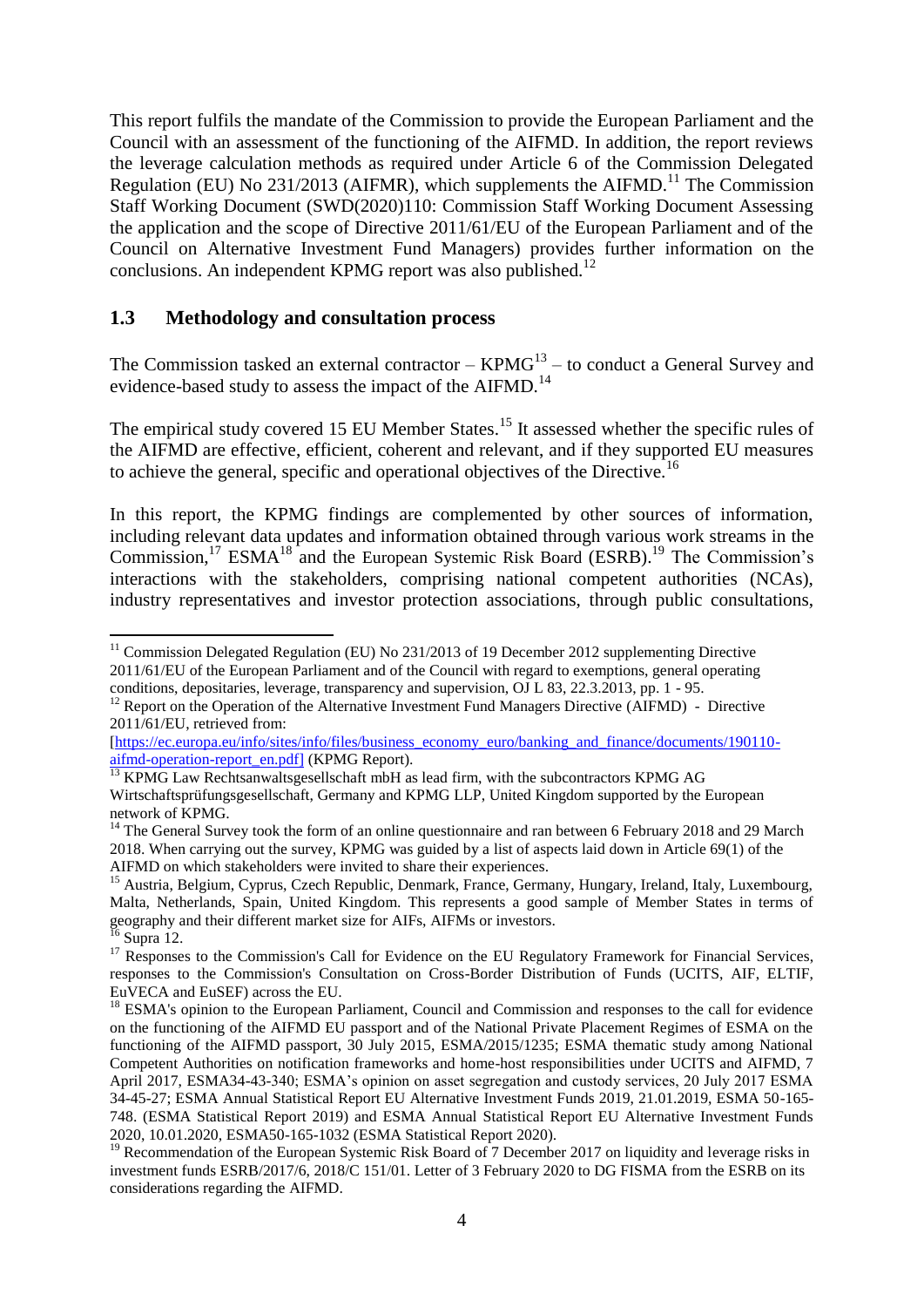This report fulfils the mandate of the Commission to provide the European Parliament and the Council with an assessment of the functioning of the AIFMD. In addition, the report reviews the leverage calculation methods as required under Article 6 of the Commission Delegated Regulation (EU) No 231/2013 (AIFMR), which supplements the AIFMD.[11] The Commission Staff Working Document (SWD(2020)110: Commission Staff Working Document Assessing the application and the scope of Directive 2011/61/EU of the European Parliament and of the Council on Alternative Investment Fund Managers) provides further information on the conclusions. An independent KPMG report was also published.[12]

### 1.3 Methodology and consultation process

The Commission tasked an external contractor – KPMG[13] – to conduct a General Survey and evidence-based study to assess the impact of the AIFMD.[14]

The empirical study covered 15 EU Member States.[15] It assessed whether the specific rules of the AIFMD are effective, efficient, coherent and relevant, and if they supported EU measures to achieve the general, specific and operational objectives of the Directive.[16]

In this report, the KPMG findings are complemented by other sources of information, including relevant data updates and information obtained through various work streams in the Commission,[17] ESMA[18] and the European Systemic Risk Board (ESRB).[19] The Commission's interactions with the stakeholders, comprising national competent authorities (NCAs), industry representatives and investor protection associations, through public consultations,

---

[11] Commission Delegated Regulation (EU) No 231/2013 of 19 December 2012 supplementing Directive 2011/61/EU of the European Parliament and of the Council with regard to exemptions, general operating conditions, depositaries, leverage, transparency and supervision, OJ L 83, 22.3.2013, pp. 1 - 95.

[12] Report on the Operation of the Alternative Investment Fund Managers Directive (AIFMD) - Directive 2011/61/EU, retrieved from: [https://ec.europa.eu/info/sites/info/files/business_economy_euro/banking_and_finance/documents/190110-aifmd-operation-report_en.pdf] (KPMG Report).

[13] KPMG Law Rechtsanwaltsgesellschaft mbH as lead firm, with the subcontractors KPMG AG Wirtschaftsprüfungsgesellschaft, Germany and KPMG LLP, United Kingdom supported by the European network of KPMG.

[14] The General Survey took the form of an online questionnaire and ran between 6 February 2018 and 29 March 2018. When carrying out the survey, KPMG was guided by a list of aspects laid down in Article 69(1) of the AIFMD on which stakeholders were invited to share their experiences.

[15] Austria, Belgium, Cyprus, Czech Republic, Denmark, France, Germany, Hungary, Ireland, Italy, Luxembourg, Malta, Netherlands, Spain, United Kingdom. This represents a good sample of Member States in terms of geography and their different market size for AIFs, AIFMs or investors.

[16] Supra 12.

[17] Responses to the Commission's Call for Evidence on the EU Regulatory Framework for Financial Services, responses to the Commission's Consultation on Cross-Border Distribution of Funds (UCITS, AIF, ELTIF, EuVECA and EuSEF) across the EU.

[18] ESMA's opinion to the European Parliament, Council and Commission and responses to the call for evidence on the functioning of the AIFMD EU passport and of the National Private Placement Regimes of ESMA on the functioning of the AIFMD passport, 30 July 2015, ESMA/2015/1235; ESMA thematic study among National Competent Authorities on notification frameworks and home-host responsibilities under UCITS and AIFMD, 7 April 2017, ESMA34-43-340; ESMA's opinion on asset segregation and custody services, 20 July 2017 ESMA 34-45-27; ESMA Annual Statistical Report EU Alternative Investment Funds 2019, 21.01.2019, ESMA 50-165-748. (ESMA Statistical Report 2019) and ESMA Annual Statistical Report EU Alternative Investment Funds 2020, 10.01.2020, ESMA50-165-1032 (ESMA Statistical Report 2020).

[19] Recommendation of the European Systemic Risk Board of 7 December 2017 on liquidity and leverage risks in investment funds ESRB/2017/6, 2018/C 151/01. Letter of 3 February 2020 to DG FISMA from the ESRB on its considerations regarding the AIFMD.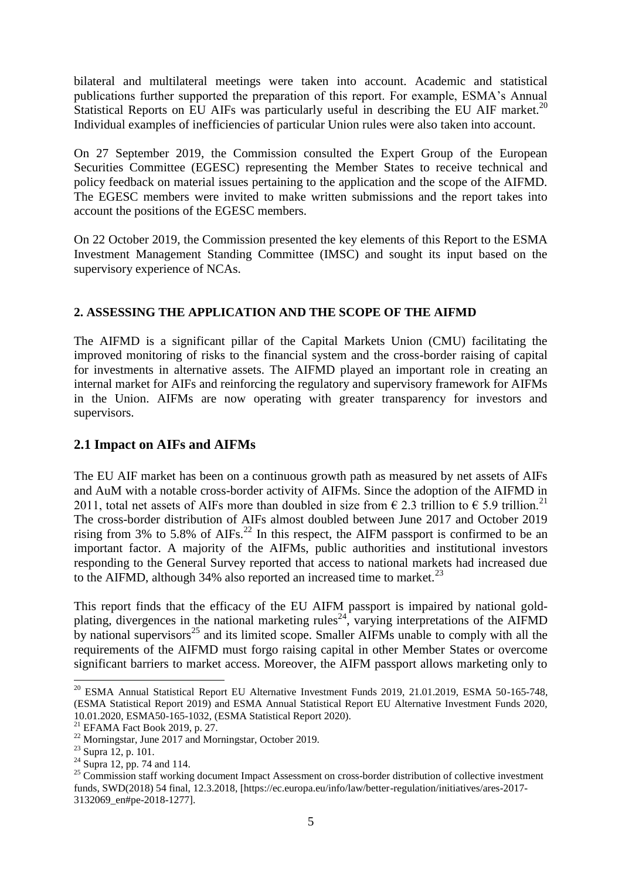bilateral and multilateral meetings were taken into account. Academic and statistical publications further supported the preparation of this report. For example, ESMA's Annual Statistical Reports on EU AIFs was particularly useful in describing the EU AIF market.[20] Individual examples of inefficiencies of particular Union rules were also taken into account.

On 27 September 2019, the Commission consulted the Expert Group of the European Securities Committee (EGESC) representing the Member States to receive technical and policy feedback on material issues pertaining to the application and the scope of the AIFMD. The EGESC members were invited to make written submissions and the report takes into account the positions of the EGESC members.

On 22 October 2019, the Commission presented the key elements of this Report to the ESMA Investment Management Standing Committee (IMSC) and sought its input based on the supervisory experience of NCAs.

## 2. ASSESSING THE APPLICATION AND THE SCOPE OF THE AIFMD

The AIFMD is a significant pillar of the Capital Markets Union (CMU) facilitating the improved monitoring of risks to the financial system and the cross-border raising of capital for investments in alternative assets. The AIFMD played an important role in creating an internal market for AIFs and reinforcing the regulatory and supervisory framework for AIFMs in the Union. AIFMs are now operating with greater transparency for investors and supervisors.

### 2.1 Impact on AIFs and AIFMs

The EU AIF market has been on a continuous growth path as measured by net assets of AIFs and AuM with a notable cross-border activity of AIFMs. Since the adoption of the AIFMD in 2011, total net assets of AIFs more than doubled in size from € 2.3 trillion to € 5.9 trillion.[21] The cross-border distribution of AIFs almost doubled between June 2017 and October 2019 rising from 3% to 5.8% of AIFs.[22] In this respect, the AIFM passport is confirmed to be an important factor. A majority of the AIFMs, public authorities and institutional investors responding to the General Survey reported that access to national markets had increased due to the AIFMD, although 34% also reported an increased time to market.[23]

This report finds that the efficacy of the EU AIFM passport is impaired by national gold-plating, divergences in the national marketing rules[24], varying interpretations of the AIFMD by national supervisors[25] and its limited scope. Smaller AIFMs unable to comply with all the requirements of the AIFMD must forgo raising capital in other Member States or overcome significant barriers to market access. Moreover, the AIFM passport allows marketing only to

---

[20] ESMA Annual Statistical Report EU Alternative Investment Funds 2019, 21.01.2019, ESMA 50-165-748, (ESMA Statistical Report 2019) and ESMA Annual Statistical Report EU Alternative Investment Funds 2020, 10.01.2020, ESMA50-165-1032, (ESMA Statistical Report 2020).

[21] EFAMA Fact Book 2019, p. 27.

[22] Morningstar, June 2017 and Morningstar, October 2019.

[23] Supra 12, p. 101.

[24] Supra 12, pp. 74 and 114.

[25] Commission staff working document Impact Assessment on cross-border distribution of collective investment funds, SWD(2018) 54 final, 12.3.2018, [https://ec.europa.eu/info/law/better-regulation/initiatives/ares-2017-3132069_en#pe-2018-1277].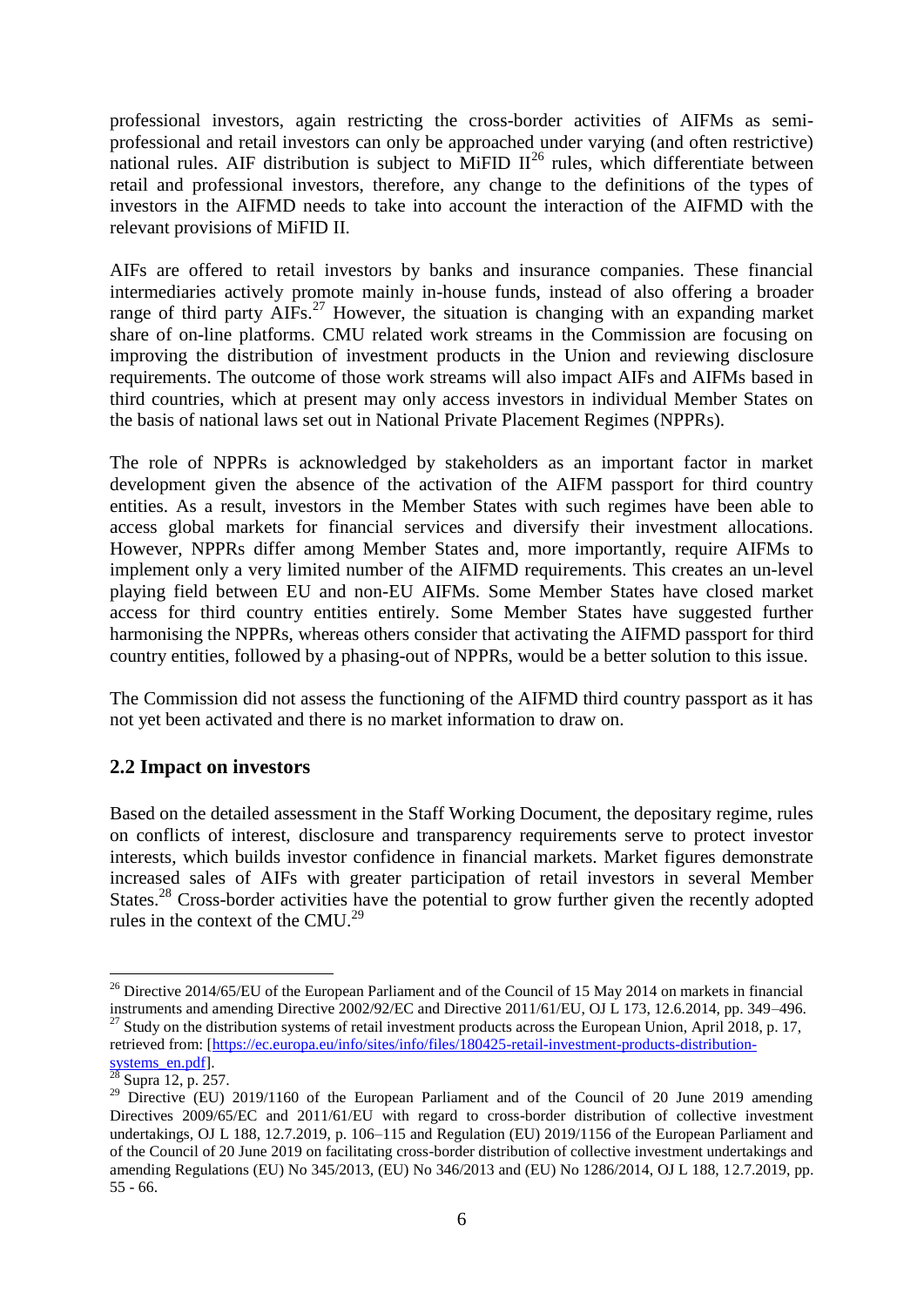professional investors, again restricting the cross-border activities of AIFMs as semi-professional and retail investors can only be approached under varying (and often restrictive) national rules. AIF distribution is subject to MiFID II[26] rules, which differentiate between retail and professional investors, therefore, any change to the definitions of the types of investors in the AIFMD needs to take into account the interaction of the AIFMD with the relevant provisions of MiFID II.

AIFs are offered to retail investors by banks and insurance companies. These financial intermediaries actively promote mainly in-house funds, instead of also offering a broader range of third party AIFs.[27] However, the situation is changing with an expanding market share of on-line platforms. CMU related work streams in the Commission are focusing on improving the distribution of investment products in the Union and reviewing disclosure requirements. The outcome of those work streams will also impact AIFs and AIFMs based in third countries, which at present may only access investors in individual Member States on the basis of national laws set out in National Private Placement Regimes (NPPRs).

The role of NPPRs is acknowledged by stakeholders as an important factor in market development given the absence of the activation of the AIFM passport for third country entities. As a result, investors in the Member States with such regimes have been able to access global markets for financial services and diversify their investment allocations. However, NPPRs differ among Member States and, more importantly, require AIFMs to implement only a very limited number of the AIFMD requirements. This creates an un-level playing field between EU and non-EU AIFMs. Some Member States have closed market access for third country entities entirely. Some Member States have suggested further harmonising the NPPRs, whereas others consider that activating the AIFMD passport for third country entities, followed by a phasing-out of NPPRs, would be a better solution to this issue.

The Commission did not assess the functioning of the AIFMD third country passport as it has not yet been activated and there is no market information to draw on.

## 2.2 Impact on investors

Based on the detailed assessment in the Staff Working Document, the depositary regime, rules on conflicts of interest, disclosure and transparency requirements serve to protect investor interests, which builds investor confidence in financial markets. Market figures demonstrate increased sales of AIFs with greater participation of retail investors in several Member States.[28] Cross-border activities have the potential to grow further given the recently adopted rules in the context of the CMU.[29]

---

[26] Directive 2014/65/EU of the European Parliament and of the Council of 15 May 2014 on markets in financial instruments and amending Directive 2002/92/EC and Directive 2011/61/EU, OJ L 173, 12.6.2014, pp. 349–496.

[27] Study on the distribution systems of retail investment products across the European Union, April 2018, p. 17, retrieved from: [https://ec.europa.eu/info/sites/info/files/180425-retail-investment-products-distribution-systems_en.pdf].

[28] Supra 12, p. 257.

[29] Directive (EU) 2019/1160 of the European Parliament and of the Council of 20 June 2019 amending Directives 2009/65/EC and 2011/61/EU with regard to cross-border distribution of collective investment undertakings, OJ L 188, 12.7.2019, p. 106–115 and Regulation (EU) 2019/1156 of the European Parliament and of the Council of 20 June 2019 on facilitating cross-border distribution of collective investment undertakings and amending Regulations (EU) No 345/2013, (EU) No 346/2013 and (EU) No 1286/2014, OJ L 188, 12.7.2019, pp. 55 - 66.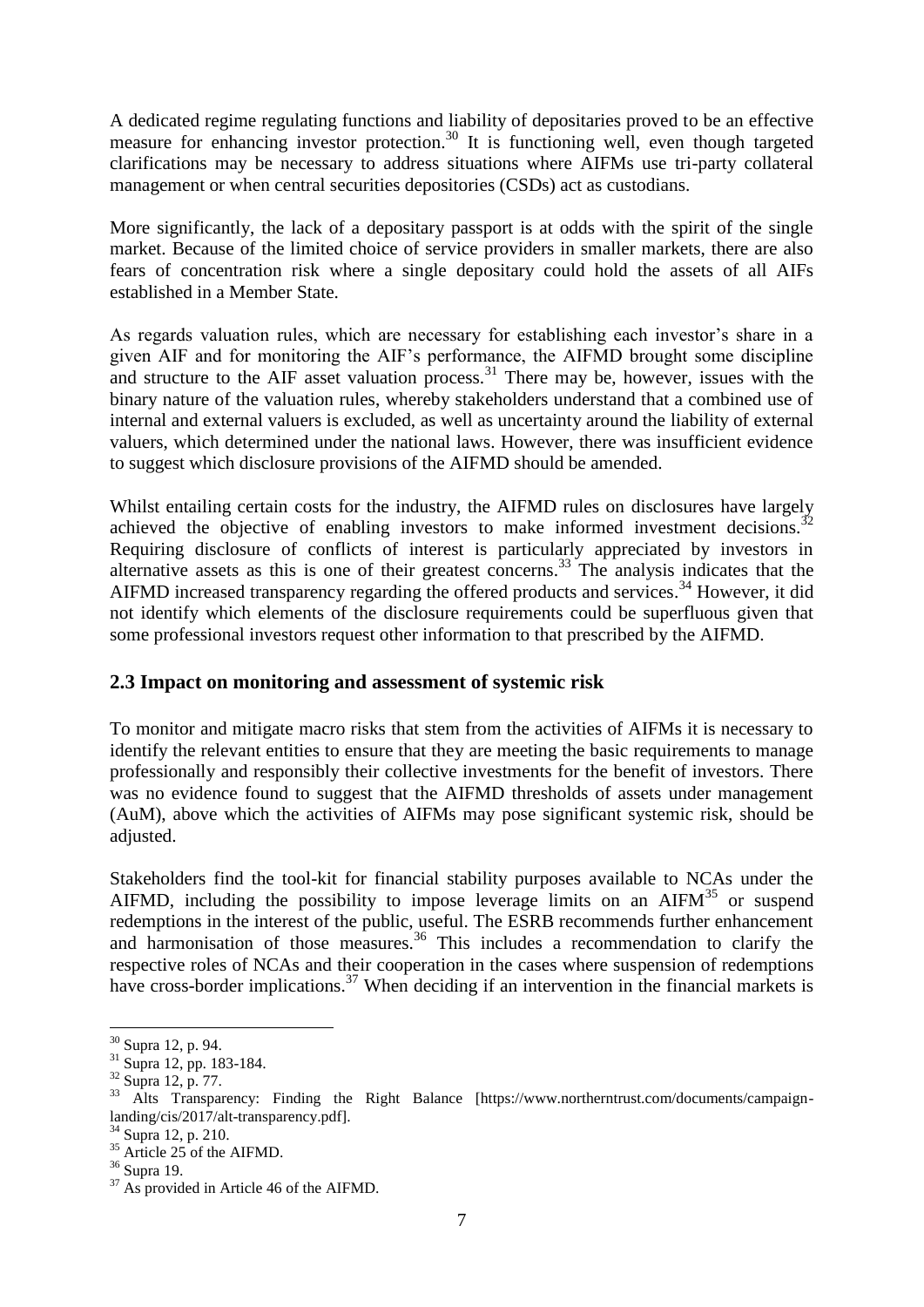A dedicated regime regulating functions and liability of depositaries proved to be an effective measure for enhancing investor protection.[30] It is functioning well, even though targeted clarifications may be necessary to address situations where AIFMs use tri-party collateral management or when central securities depositories (CSDs) act as custodians.

More significantly, the lack of a depositary passport is at odds with the spirit of the single market. Because of the limited choice of service providers in smaller markets, there are also fears of concentration risk where a single depositary could hold the assets of all AIFs established in a Member State.

As regards valuation rules, which are necessary for establishing each investor's share in a given AIF and for monitoring the AIF's performance, the AIFMD brought some discipline and structure to the AIF asset valuation process.[31] There may be, however, issues with the binary nature of the valuation rules, whereby stakeholders understand that a combined use of internal and external valuers is excluded, as well as uncertainty around the liability of external valuers, which determined under the national laws. However, there was insufficient evidence to suggest which disclosure provisions of the AIFMD should be amended.

Whilst entailing certain costs for the industry, the AIFMD rules on disclosures have largely achieved the objective of enabling investors to make informed investment decisions.[32] Requiring disclosure of conflicts of interest is particularly appreciated by investors in alternative assets as this is one of their greatest concerns.[33] The analysis indicates that the AIFMD increased transparency regarding the offered products and services.[34] However, it did not identify which elements of the disclosure requirements could be superfluous given that some professional investors request other information to that prescribed by the AIFMD.

## 2.3 Impact on monitoring and assessment of systemic risk

To monitor and mitigate macro risks that stem from the activities of AIFMs it is necessary to identify the relevant entities to ensure that they are meeting the basic requirements to manage professionally and responsibly their collective investments for the benefit of investors. There was no evidence found to suggest that the AIFMD thresholds of assets under management (AuM), above which the activities of AIFMs may pose significant systemic risk, should be adjusted.

Stakeholders find the tool-kit for financial stability purposes available to NCAs under the AIFMD, including the possibility to impose leverage limits on an AIFM[35] or suspend redemptions in the interest of the public, useful. The ESRB recommends further enhancement and harmonisation of those measures.[36] This includes a recommendation to clarify the respective roles of NCAs and their cooperation in the cases where suspension of redemptions have cross-border implications.[37] When deciding if an intervention in the financial markets is

---

[30] Supra 12, p. 94.

[31] Supra 12, pp. 183-184.

[32] Supra 12, p. 77.

[33] Alts Transparency: Finding the Right Balance [https://www.northerntrust.com/documents/campaign-landing/cis/2017/alt-transparency.pdf].

[34] Supra 12, p. 210.

[35] Article 25 of the AIFMD.

[36] Supra 19.

[37] As provided in Article 46 of the AIFMD.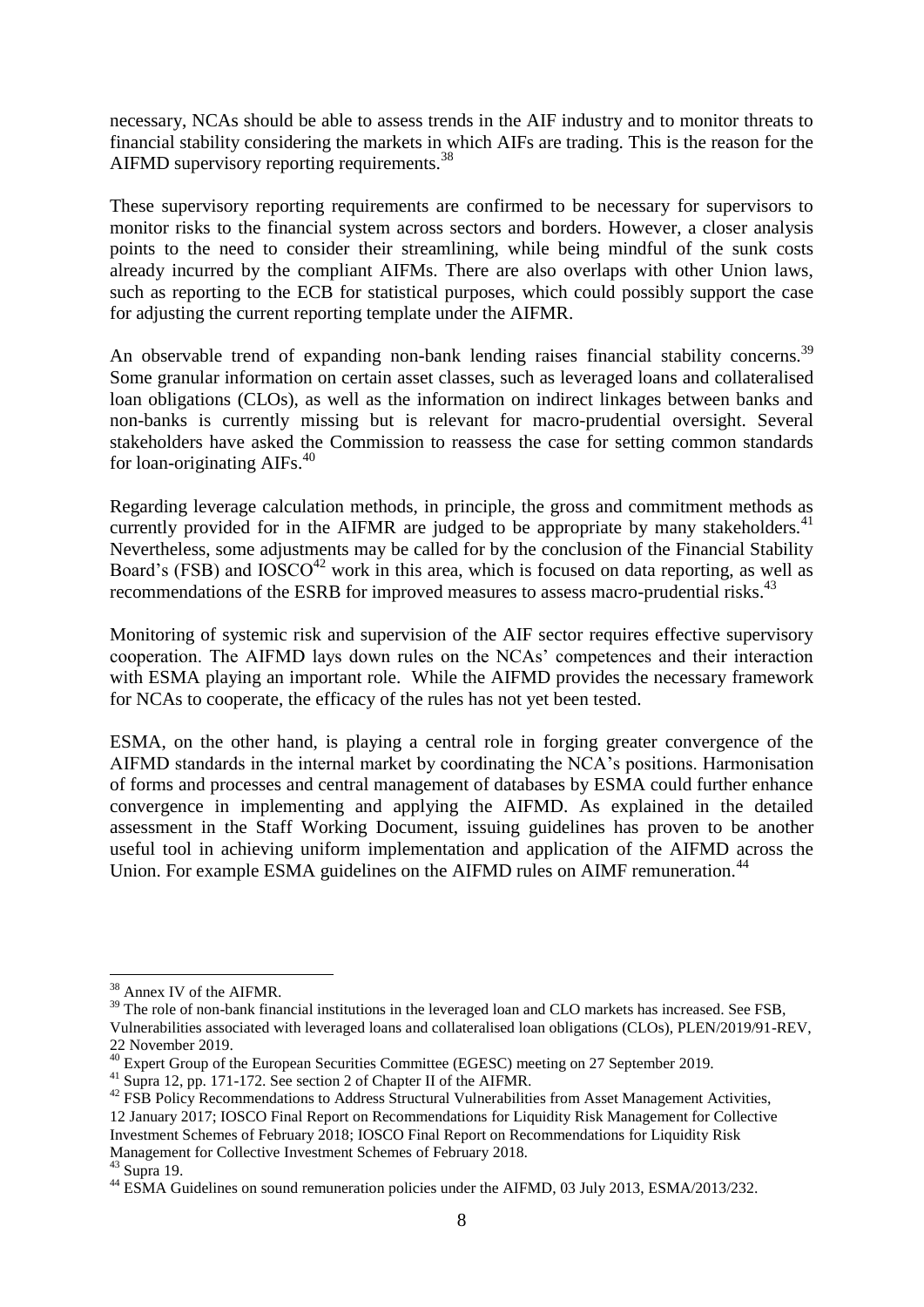necessary, NCAs should be able to assess trends in the AIF industry and to monitor threats to financial stability considering the markets in which AIFs are trading. This is the reason for the AIFMD supervisory reporting requirements.[38]

These supervisory reporting requirements are confirmed to be necessary for supervisors to monitor risks to the financial system across sectors and borders. However, a closer analysis points to the need to consider their streamlining, while being mindful of the sunk costs already incurred by the compliant AIFMs. There are also overlaps with other Union laws, such as reporting to the ECB for statistical purposes, which could possibly support the case for adjusting the current reporting template under the AIFMR.

An observable trend of expanding non-bank lending raises financial stability concerns.[39] Some granular information on certain asset classes, such as leveraged loans and collateralised loan obligations (CLOs), as well as the information on indirect linkages between banks and non-banks is currently missing but is relevant for macro-prudential oversight. Several stakeholders have asked the Commission to reassess the case for setting common standards for loan-originating AIFs.[40]

Regarding leverage calculation methods, in principle, the gross and commitment methods as currently provided for in the AIFMR are judged to be appropriate by many stakeholders.[41] Nevertheless, some adjustments may be called for by the conclusion of the Financial Stability Board's (FSB) and IOSCO[42] work in this area, which is focused on data reporting, as well as recommendations of the ESRB for improved measures to assess macro-prudential risks.[43]

Monitoring of systemic risk and supervision of the AIF sector requires effective supervisory cooperation. The AIFMD lays down rules on the NCAs' competences and their interaction with ESMA playing an important role. While the AIFMD provides the necessary framework for NCAs to cooperate, the efficacy of the rules has not yet been tested.

ESMA, on the other hand, is playing a central role in forging greater convergence of the AIFMD standards in the internal market by coordinating the NCA's positions. Harmonisation of forms and processes and central management of databases by ESMA could further enhance convergence in implementing and applying the AIFMD. As explained in the detailed assessment in the Staff Working Document, issuing guidelines has proven to be another useful tool in achieving uniform implementation and application of the AIFMD across the Union. For example ESMA guidelines on the AIFMD rules on AIMF remuneration.[44]

---

[38] Annex IV of the AIFMR.

[39] The role of non-bank financial institutions in the leveraged loan and CLO markets has increased. See FSB, Vulnerabilities associated with leveraged loans and collateralised loan obligations (CLOs), PLEN/2019/91-REV, 22 November 2019.

[40] Expert Group of the European Securities Committee (EGESC) meeting on 27 September 2019.

[41] Supra 12, pp. 171-172. See section 2 of Chapter II of the AIFMR.

[42] FSB Policy Recommendations to Address Structural Vulnerabilities from Asset Management Activities, 12 January 2017; IOSCO Final Report on Recommendations for Liquidity Risk Management for Collective Investment Schemes of February 2018; IOSCO Final Report on Recommendations for Liquidity Risk Management for Collective Investment Schemes of February 2018.

[43] Supra 19.

[44] ESMA Guidelines on sound remuneration policies under the AIFMD, 03 July 2013, ESMA/2013/232.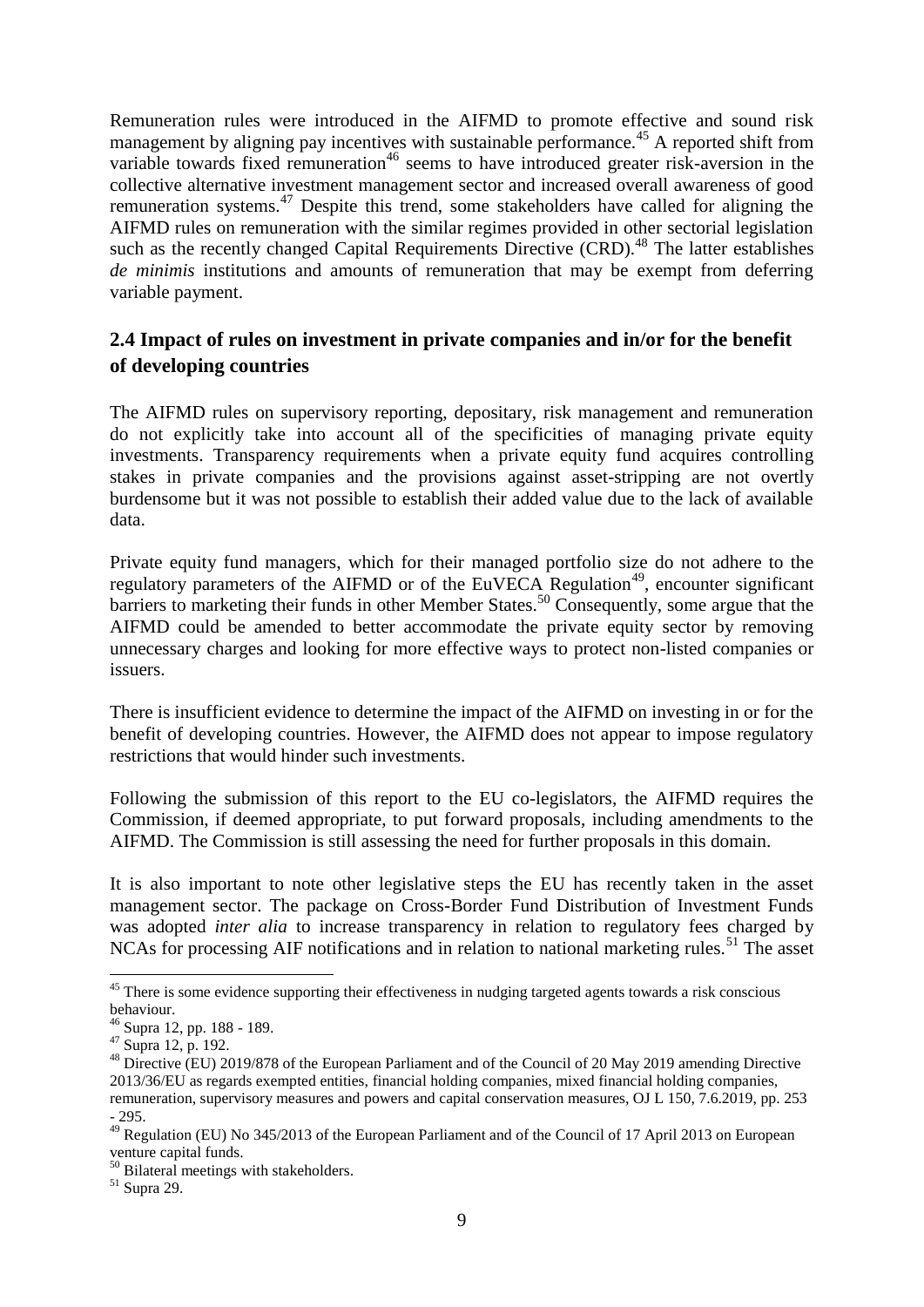Remuneration rules were introduced in the AIFMD to promote effective and sound risk management by aligning pay incentives with sustainable performance.[45] A reported shift from variable towards fixed remuneration[46] seems to have introduced greater risk-aversion in the collective alternative investment management sector and increased overall awareness of good remuneration systems.[47] Despite this trend, some stakeholders have called for aligning the AIFMD rules on remuneration with the similar regimes provided in other sectorial legislation such as the recently changed Capital Requirements Directive (CRD).[48] The latter establishes *de minimis* institutions and amounts of remuneration that may be exempt from deferring variable payment.

## 2.4 Impact of rules on investment in private companies and in/or for the benefit of developing countries

The AIFMD rules on supervisory reporting, depositary, risk management and remuneration do not explicitly take into account all of the specificities of managing private equity investments. Transparency requirements when a private equity fund acquires controlling stakes in private companies and the provisions against asset-stripping are not overtly burdensome but it was not possible to establish their added value due to the lack of available data.

Private equity fund managers, which for their managed portfolio size do not adhere to the regulatory parameters of the AIFMD or of the EuVECA Regulation[49], encounter significant barriers to marketing their funds in other Member States.[50] Consequently, some argue that the AIFMD could be amended to better accommodate the private equity sector by removing unnecessary charges and looking for more effective ways to protect non-listed companies or issuers.

There is insufficient evidence to determine the impact of the AIFMD on investing in or for the benefit of developing countries. However, the AIFMD does not appear to impose regulatory restrictions that would hinder such investments.

Following the submission of this report to the EU co-legislators, the AIFMD requires the Commission, if deemed appropriate, to put forward proposals, including amendments to the AIFMD. The Commission is still assessing the need for further proposals in this domain.

It is also important to note other legislative steps the EU has recently taken in the asset management sector. The package on Cross-Border Fund Distribution of Investment Funds was adopted *inter alia* to increase transparency in relation to regulatory fees charged by NCAs for processing AIF notifications and in relation to national marketing rules.[51] The asset

---

[45] There is some evidence supporting their effectiveness in nudging targeted agents towards a risk conscious behaviour.

[46] Supra 12, pp. 188 - 189.

[47] Supra 12, p. 192.

[48] Directive (EU) 2019/878 of the European Parliament and of the Council of 20 May 2019 amending Directive 2013/36/EU as regards exempted entities, financial holding companies, mixed financial holding companies, remuneration, supervisory measures and powers and capital conservation measures, OJ L 150, 7.6.2019, pp. 253 - 295.

[49] Regulation (EU) No 345/2013 of the European Parliament and of the Council of 17 April 2013 on European venture capital funds.

[50] Bilateral meetings with stakeholders.

[51] Supra 29.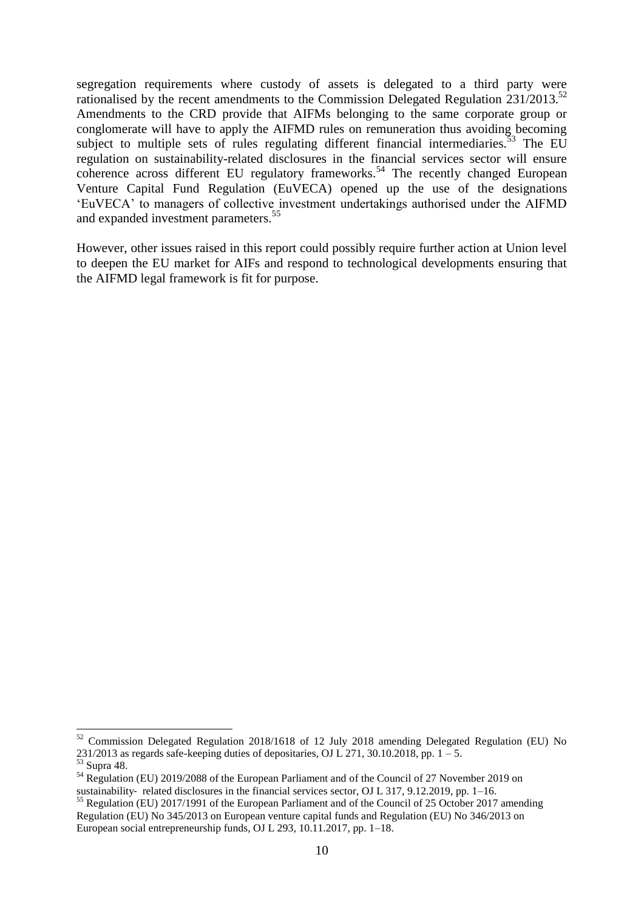segregation requirements where custody of assets is delegated to a third party were rationalised by the recent amendments to the Commission Delegated Regulation 231/2013.[52] Amendments to the CRD provide that AIFMs belonging to the same corporate group or conglomerate will have to apply the AIFMD rules on remuneration thus avoiding becoming subject to multiple sets of rules regulating different financial intermediaries.[53] The EU regulation on sustainability-related disclosures in the financial services sector will ensure coherence across different EU regulatory frameworks.[54] The recently changed European Venture Capital Fund Regulation (EuVECA) opened up the use of the designations 'EuVECA' to managers of collective investment undertakings authorised under the AIFMD and expanded investment parameters.[55]

However, other issues raised in this report could possibly require further action at Union level to deepen the EU market for AIFs and respond to technological developments ensuring that the AIFMD legal framework is fit for purpose.

---

[52] Commission Delegated Regulation 2018/1618 of 12 July 2018 amending Delegated Regulation (EU) No 231/2013 as regards safe-keeping duties of depositaries, OJ L 271, 30.10.2018, pp. 1 – 5.

[53] Supra 48.

[54] Regulation (EU) 2019/2088 of the European Parliament and of the Council of 27 November 2019 on sustainability- related disclosures in the financial services sector, OJ L 317, 9.12.2019, pp. 1–16.

[55] Regulation (EU) 2017/1991 of the European Parliament and of the Council of 25 October 2017 amending Regulation (EU) No 345/2013 on European venture capital funds and Regulation (EU) No 346/2013 on European social entrepreneurship funds, OJ L 293, 10.11.2017, pp. 1–18.